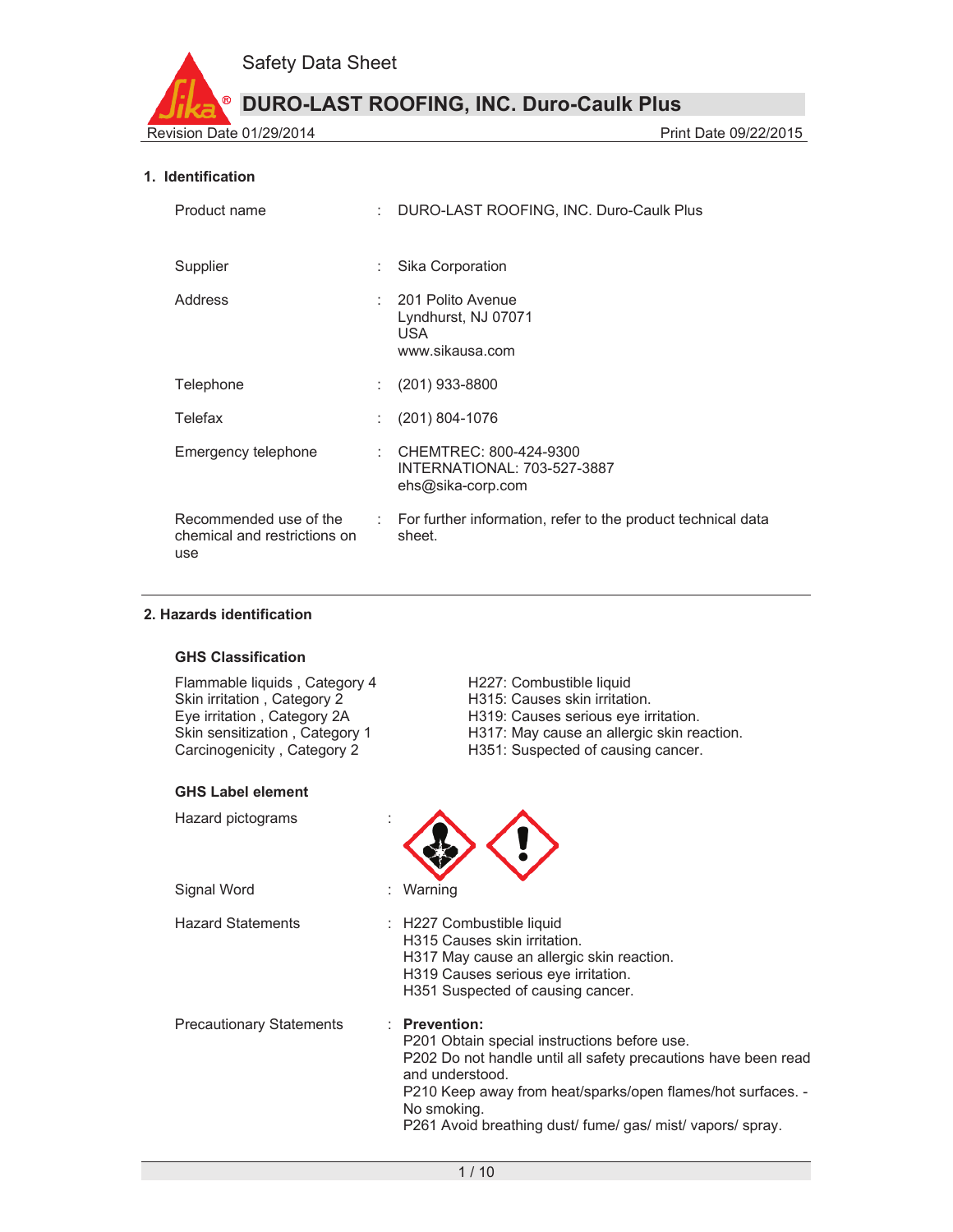# Safety Data Sheet

## DURO-LAST ROOFING, INC. Duro-Caulk Plus

Revision Date 01/29/2014 Print Date 09/22/2015

### 1. Identification

| | | |
|---|---|---|
| Product name | : | DURO-LAST ROOFING, INC. Duro-Caulk Plus |
| Supplier | : | Sika Corporation |
| Address | : | 201 Polito Avenue<br>Lyndhurst, NJ 07071<br>USA<br>www.sikausa.com |
| Telephone | : | (201) 933-8800 |
| Telefax | : | (201) 804-1076 |
| Emergency telephone | : | CHEMTREC: 800-424-9300<br>INTERNATIONAL: 703-527-3887<br>ehs@sika-corp.com |
| Recommended use of the chemical and restrictions on use | : | For further information, refer to the product technical data sheet. |

### 2. Hazards identification

**GHS Classification**

| | |
|---|---|
| Flammable liquids , Category 4 | H227: Combustible liquid |
| Skin irritation , Category 2 | H315: Causes skin irritation. |
| Eye irritation , Category 2A | H319: Causes serious eye irritation. |
| Skin sensitization , Category 1 | H317: May cause an allergic skin reaction. |
| Carcinogenicity , Category 2 | H351: Suspected of causing cancer. |

**GHS Label element**

Hazard pictograms :

Signal Word : Warning

Hazard Statements :
H227 Combustible liquid
H315 Causes skin irritation.
H317 May cause an allergic skin reaction.
H319 Causes serious eye irritation.
H351 Suspected of causing cancer.

Precautionary Statements :
**Prevention:**
P201 Obtain special instructions before use.
P202 Do not handle until all safety precautions have been read and understood.
P210 Keep away from heat/sparks/open flames/hot surfaces. - No smoking.
P261 Avoid breathing dust/ fume/ gas/ mist/ vapors/ spray.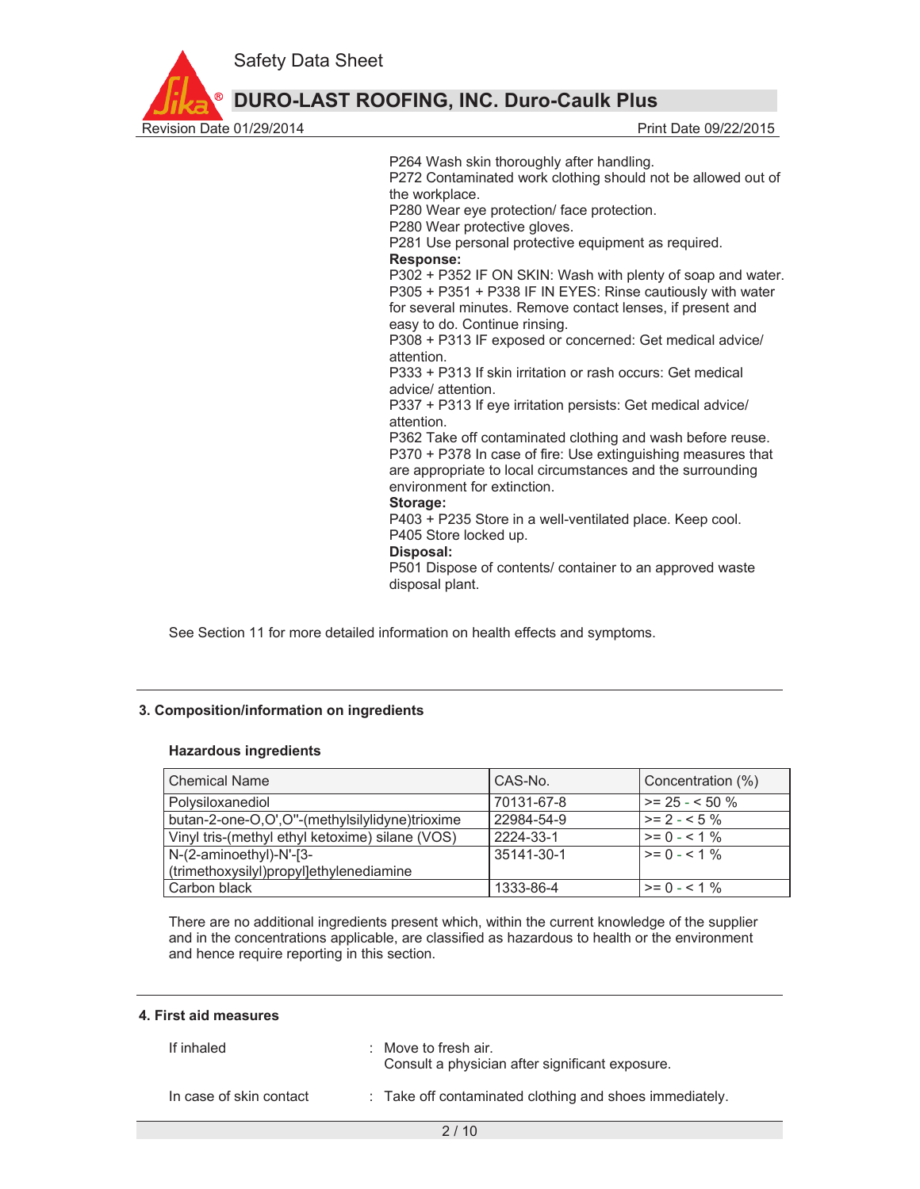P264 Wash skin thoroughly after handling.
P272 Contaminated work clothing should not be allowed out of the workplace.
P280 Wear eye protection/ face protection.
P280 Wear protective gloves.
P281 Use personal protective equipment as required.

**Response:**

P302 + P352 IF ON SKIN: Wash with plenty of soap and water.
P305 + P351 + P338 IF IN EYES: Rinse cautiously with water for several minutes. Remove contact lenses, if present and easy to do. Continue rinsing.
P308 + P313 IF exposed or concerned: Get medical advice/ attention.
P333 + P313 If skin irritation or rash occurs: Get medical advice/ attention.
P337 + P313 If eye irritation persists: Get medical advice/ attention.
P362 Take off contaminated clothing and wash before reuse.
P370 + P378 In case of fire: Use extinguishing measures that are appropriate to local circumstances and the surrounding environment for extinction.

**Storage:**

P403 + P235 Store in a well-ventilated place. Keep cool.
P405 Store locked up.

**Disposal:**

P501 Dispose of contents/ container to an approved waste disposal plant.

See Section 11 for more detailed information on health effects and symptoms.

## 3. Composition/information on ingredients

### Hazardous ingredients

| Chemical Name | CAS-No. | Concentration (%) |
|---|---|---|
| Polysiloxanediol | 70131-67-8 | >= 25 - < 50 % |
| butan-2-one-O,O',O''-(methylsilylidyne)trioxime | 22984-54-9 | >= 2 - < 5 % |
| Vinyl tris-(methyl ethyl ketoxime) silane (VOS) | 2224-33-1 | >= 0 - < 1 % |
| N-(2-aminoethyl)-N'-[3-(trimethoxysilyl)propyl]ethylenediamine | 35141-30-1 | >= 0 - < 1 % |
| Carbon black | 1333-86-4 | >= 0 - < 1 % |

There are no additional ingredients present which, within the current knowledge of the supplier and in the concentrations applicable, are classified as hazardous to health or the environment and hence require reporting in this section.

## 4. First aid measures

| | |
|---|---|
| If inhaled | : Move to fresh air. Consult a physician after significant exposure. |
| In case of skin contact | : Take off contaminated clothing and shoes immediately. |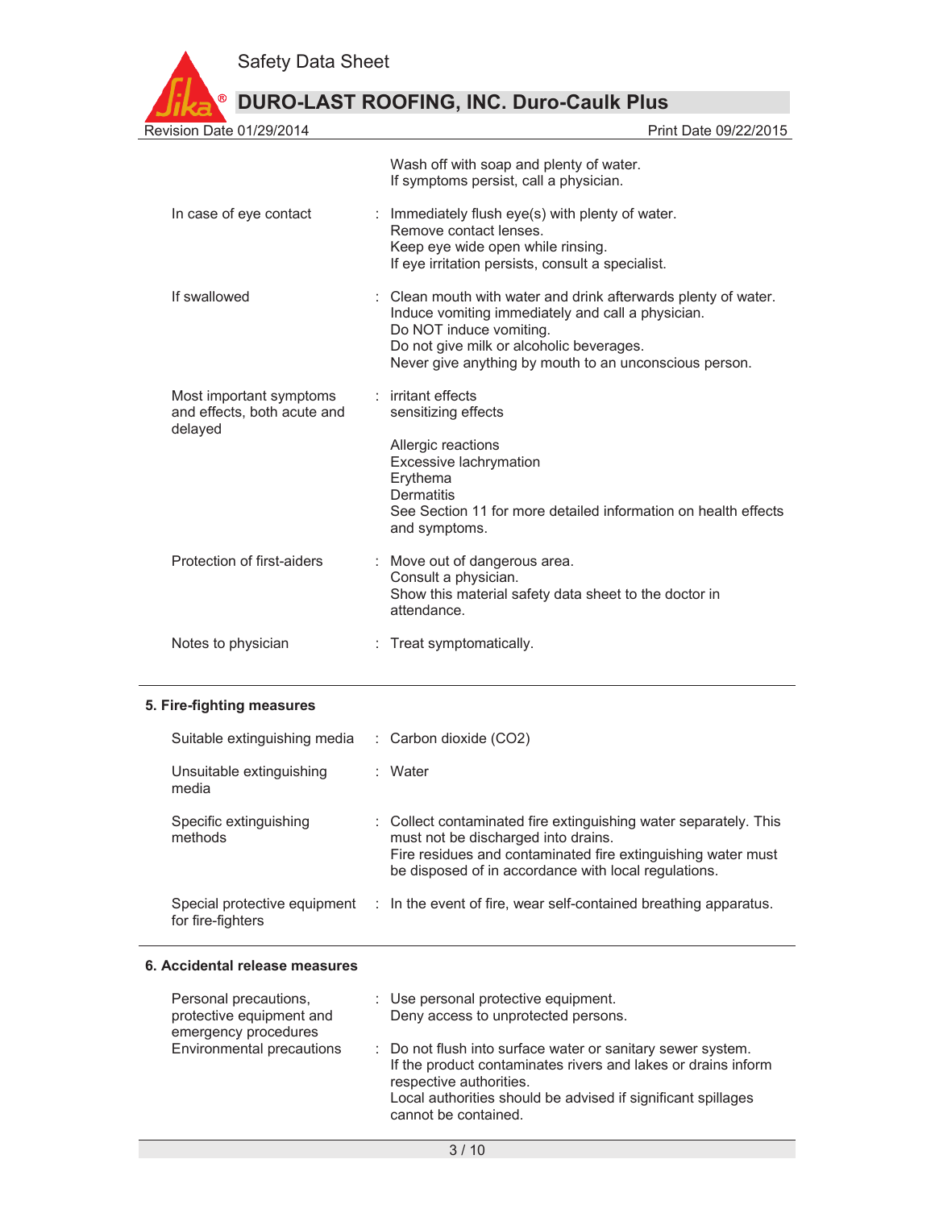| | | |
|---|---|---|
| | | Wash off with soap and plenty of water.<br>If symptoms persist, call a physician. |
| In case of eye contact | : | Immediately flush eye(s) with plenty of water.<br>Remove contact lenses.<br>Keep eye wide open while rinsing.<br>If eye irritation persists, consult a specialist. |
| If swallowed | : | Clean mouth with water and drink afterwards plenty of water.<br>Induce vomiting immediately and call a physician.<br>Do NOT induce vomiting.<br>Do not give milk or alcoholic beverages.<br>Never give anything by mouth to an unconscious person. |
| Most important symptoms and effects, both acute and delayed | : | irritant effects<br>sensitizing effects<br><br>Allergic reactions<br>Excessive lachrymation<br>Erythema<br>Dermatitis<br>See Section 11 for more detailed information on health effects and symptoms. |
| Protection of first-aiders | : | Move out of dangerous area.<br>Consult a physician.<br>Show this material safety data sheet to the doctor in attendance. |
| Notes to physician | : | Treat symptomatically. |

## 5. Fire-fighting measures

| | | |
|---|---|---|
| Suitable extinguishing media | : | Carbon dioxide ($CO_2$) |
| Unsuitable extinguishing media | : | Water |
| Specific extinguishing methods | : | Collect contaminated fire extinguishing water separately. This must not be discharged into drains.<br>Fire residues and contaminated fire extinguishing water must be disposed of in accordance with local regulations. |
| Special protective equipment for fire-fighters | : | In the event of fire, wear self-contained breathing apparatus. |

## 6. Accidental release measures

| | | |
|---|---|---|
| Personal precautions, protective equipment and emergency procedures | : | Use personal protective equipment.<br>Deny access to unprotected persons. |
| Environmental precautions | : | Do not flush into surface water or sanitary sewer system.<br>If the product contaminates rivers and lakes or drains inform respective authorities.<br>Local authorities should be advised if significant spillages cannot be contained. |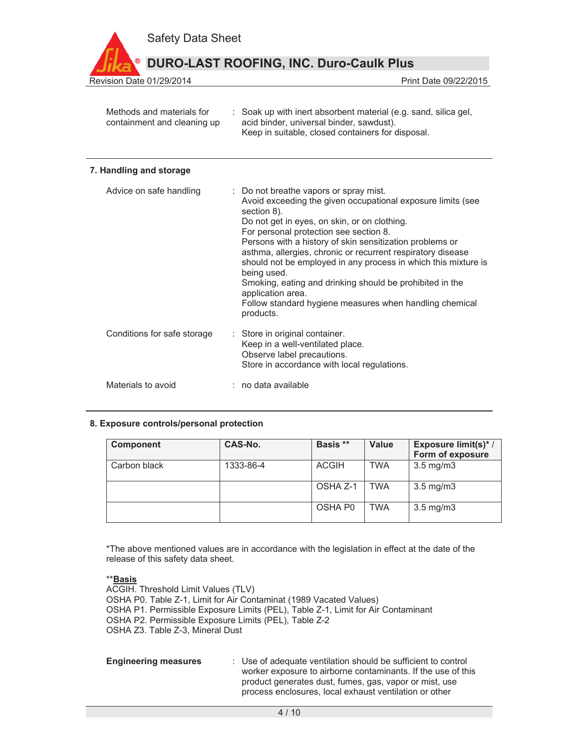| | | |
|---|---|---|
| Methods and materials for containment and cleaning up | : | Soak up with inert absorbent material (e.g. sand, silica gel, acid binder, universal binder, sawdust).<br>Keep in suitable, closed containers for disposal. |

## 7. Handling and storage

| | | |
|---|---|---|
| Advice on safe handling | : | Do not breathe vapors or spray mist.<br>Avoid exceeding the given occupational exposure limits (see section 8).<br>Do not get in eyes, on skin, or on clothing.<br>For personal protection see section 8.<br>Persons with a history of skin sensitization problems or asthma, allergies, chronic or recurrent respiratory disease should not be employed in any process in which this mixture is being used.<br>Smoking, eating and drinking should be prohibited in the application area.<br>Follow standard hygiene measures when handling chemical products. |
| Conditions for safe storage | : | Store in original container.<br>Keep in a well-ventilated place.<br>Observe label precautions.<br>Store in accordance with local regulations. |
| Materials to avoid | : | no data available |

## 8. Exposure controls/personal protection

| Component | CAS-No. | Basis ** | Value | Exposure limit(s)* / Form of exposure |
|---|---|---|---|---|
| Carbon black | 1333-86-4 | ACGIH | TWA | 3.5 mg/m3 |
| | | OSHA Z-1 | TWA | 3.5 mg/m3 |
| | | OSHA P0 | TWA | 3.5 mg/m3 |

*The above mentioned values are in accordance with the legislation in effect at the date of the release of this safety data sheet.

**<u>Basis</u>
ACGIH. Threshold Limit Values (TLV)
OSHA P0. Table Z-1, Limit for Air Contaminat (1989 Vacated Values)
OSHA P1. Permissible Exposure Limits (PEL), Table Z-1, Limit for Air Contaminant
OSHA P2. Permissible Exposure Limits (PEL), Table Z-2
OSHA Z3. Table Z-3, Mineral Dust

| | | |
|---|---|---|
| **Engineering measures** | : | Use of adequate ventilation should be sufficient to control worker exposure to airborne contaminants. If the use of this product generates dust, fumes, gas, vapor or mist, use process enclosures, local exhaust ventilation or other |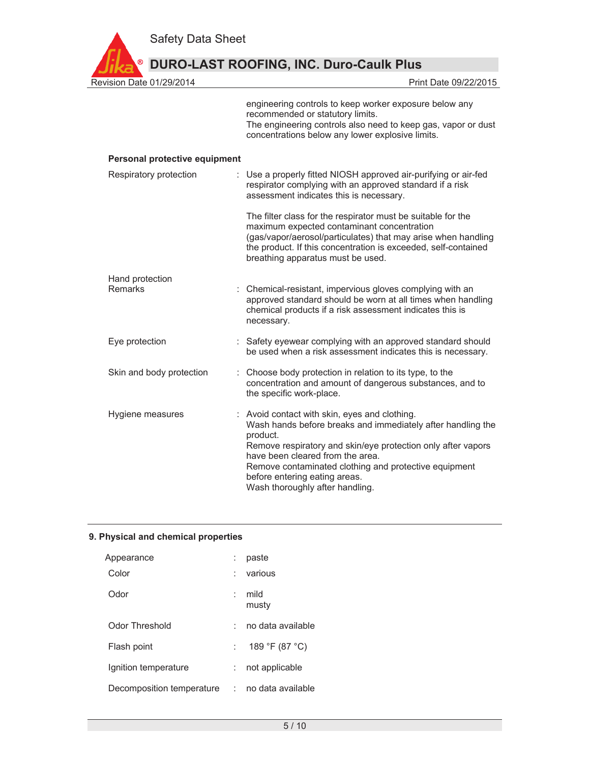engineering controls to keep worker exposure below any recommended or statutory limits.
The engineering controls also need to keep gas, vapor or dust concentrations below any lower explosive limits.

**Personal protective equipment**

| | |
|---|---|
| Respiratory protection | : Use a properly fitted NIOSH approved air-purifying or air-fed respirator complying with an approved standard if a risk assessment indicates this is necessary. <br><br> The filter class for the respirator must be suitable for the maximum expected contaminant concentration (gas/vapor/aerosol/particulates) that may arise when handling the product. If this concentration is exceeded, self-contained breathing apparatus must be used. |
| Hand protection | |
| Remarks | : Chemical-resistant, impervious gloves complying with an approved standard should be worn at all times when handling chemical products if a risk assessment indicates this is necessary. |
| Eye protection | : Safety eyewear complying with an approved standard should be used when a risk assessment indicates this is necessary. |
| Skin and body protection | : Choose body protection in relation to its type, to the concentration and amount of dangerous substances, and to the specific work-place. |
| Hygiene measures | : Avoid contact with skin, eyes and clothing. <br> Wash hands before breaks and immediately after handling the product. <br> Remove respiratory and skin/eye protection only after vapors have been cleared from the area. <br> Remove contaminated clothing and protective equipment before entering eating areas. <br> Wash thoroughly after handling. |

## 9. Physical and chemical properties

| | |
|---|---|
| Appearance | : paste |
| Color | : various |
| Odor | : mild <br> musty |
| Odor Threshold | : no data available |
| Flash point | : 189 °F (87 °C) |
| Ignition temperature | : not applicable |
| Decomposition temperature | : no data available |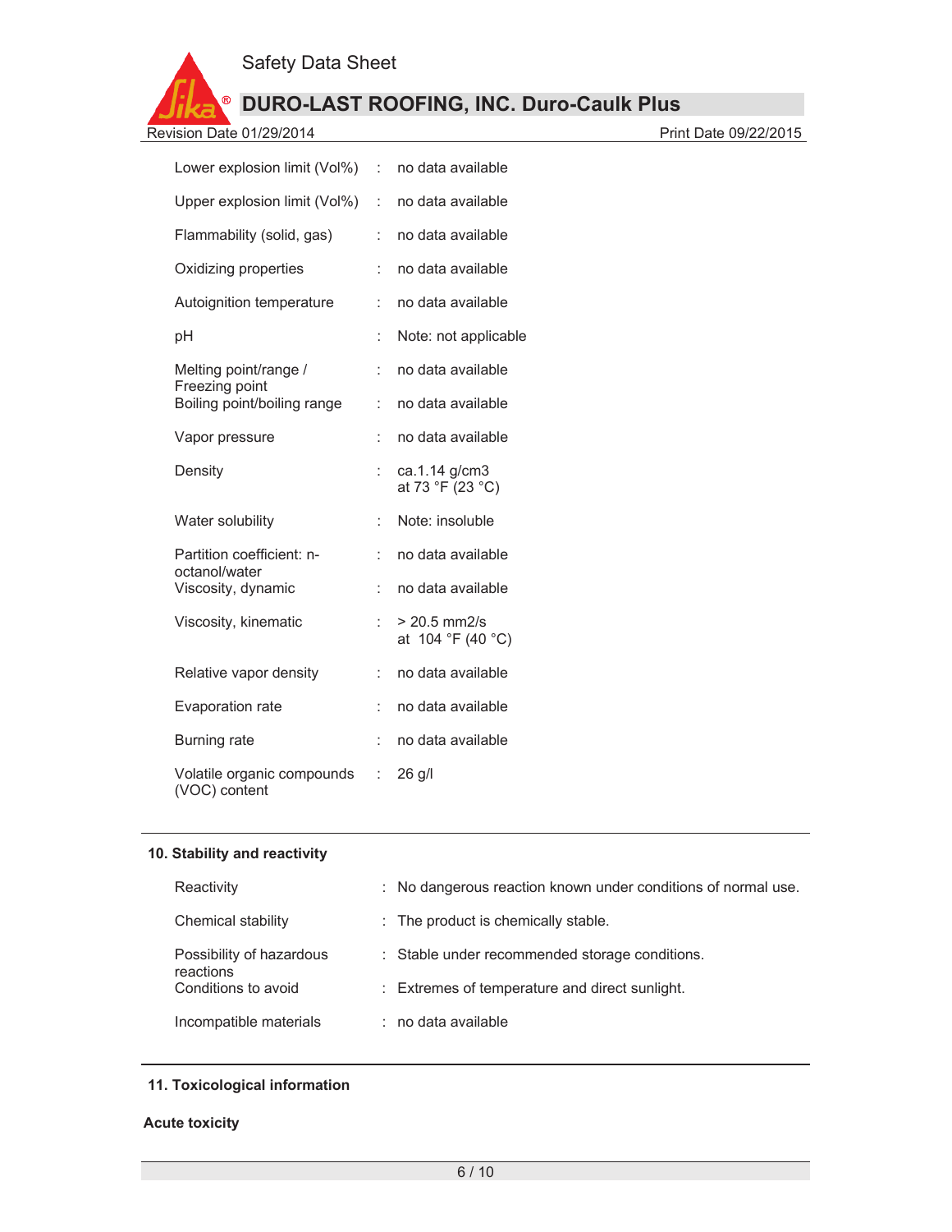| | | |
|---|---|---|
| Lower explosion limit (Vol%) | : | no data available |
| Upper explosion limit (Vol%) | : | no data available |
| Flammability (solid, gas) | : | no data available |
| Oxidizing properties | : | no data available |
| Autoignition temperature | : | no data available |
| pH | : | Note: not applicable |
| Melting point/range / Freezing point | : | no data available |
| Boiling point/boiling range | : | no data available |
| Vapor pressure | : | no data available |
| Density | : | ca.1.14 g/cm3 at 73 °F (23 °C) |
| Water solubility | : | Note: insoluble |
| Partition coefficient: n-octanol/water | : | no data available |
| Viscosity, dynamic | : | no data available |
| Viscosity, kinematic | : | > 20.5 mm2/s at 104 °F (40 °C) |
| Relative vapor density | : | no data available |
| Evaporation rate | : | no data available |
| Burning rate | : | no data available |
| Volatile organic compounds (VOC) content | : | 26 g/l |

## 10. Stability and reactivity

| | | |
|---|---|---|
| Reactivity | : | No dangerous reaction known under conditions of normal use. |
| Chemical stability | : | The product is chemically stable. |
| Possibility of hazardous reactions | : | Stable under recommended storage conditions. |
| Conditions to avoid | : | Extremes of temperature and direct sunlight. |
| Incompatible materials | : | no data available |

## 11. Toxicological information

**Acute toxicity**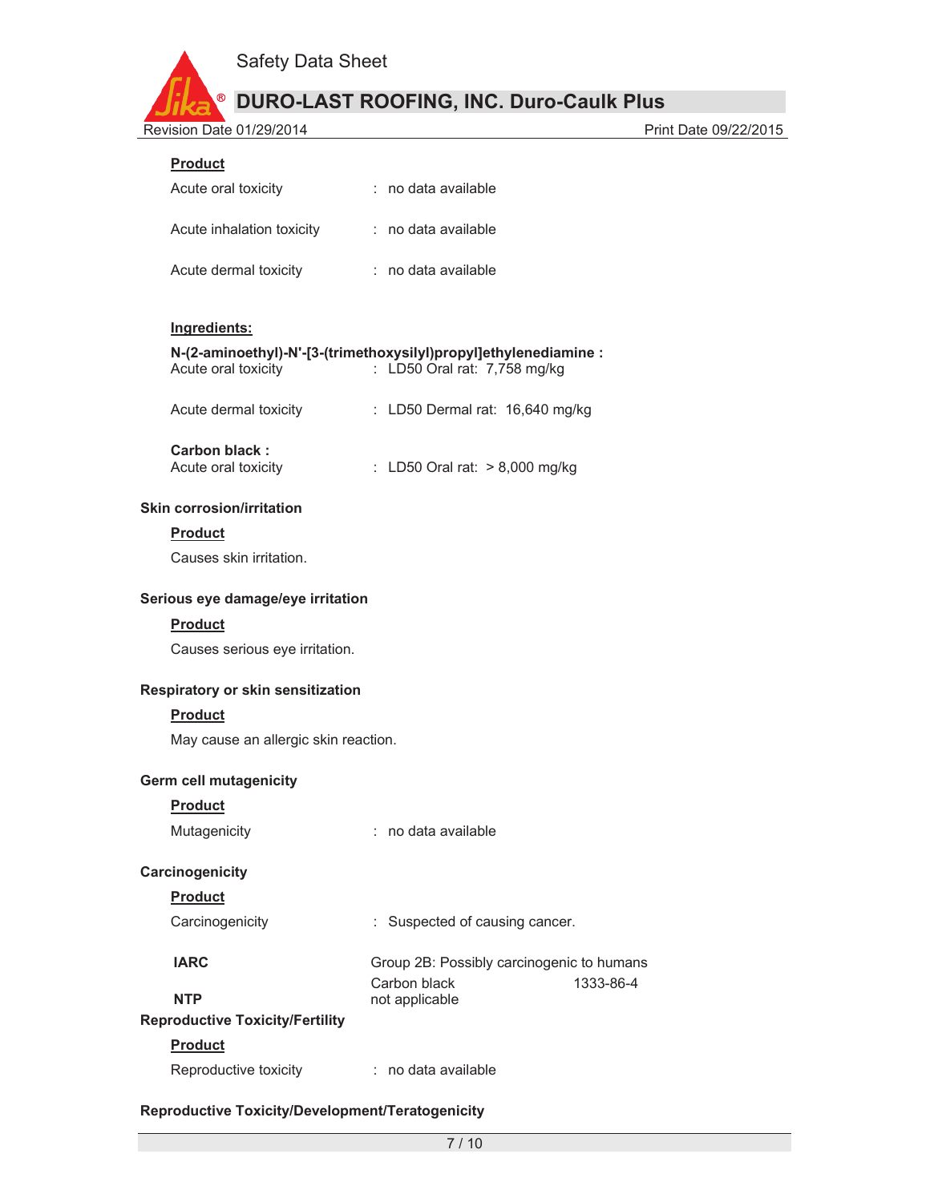**Product**

Acute oral toxicity : no data available

Acute inhalation toxicity : no data available

Acute dermal toxicity : no data available

**Ingredients:**

**N-(2-aminoethyl)-N'-[3-(trimethoxysilyl)propyl]ethylenediamine :**

Acute oral toxicity : LD50 Oral rat: 7,758 mg/kg

Acute dermal toxicity : LD50 Dermal rat: 16,640 mg/kg

**Carbon black :**

Acute oral toxicity : LD50 Oral rat: > 8,000 mg/kg

**Skin corrosion/irritation**

**Product**

Causes skin irritation.

**Serious eye damage/eye irritation**

**Product**

Causes serious eye irritation.

**Respiratory or skin sensitization**

**Product**

May cause an allergic skin reaction.

**Germ cell mutagenicity**

**Product**

Mutagenicity : no data available

**Carcinogenicity**

**Product**

Carcinogenicity : Suspected of causing cancer.

| | | |
|---|---|---|
| **IARC** | Group 2B: Possibly carcinogenic to humans | |
| | Carbon black | 1333-86-4 |
| **NTP** | not applicable | |

**Reproductive Toxicity/Fertility**

**Product**

Reproductive toxicity : no data available

**Reproductive Toxicity/Development/Teratogenicity**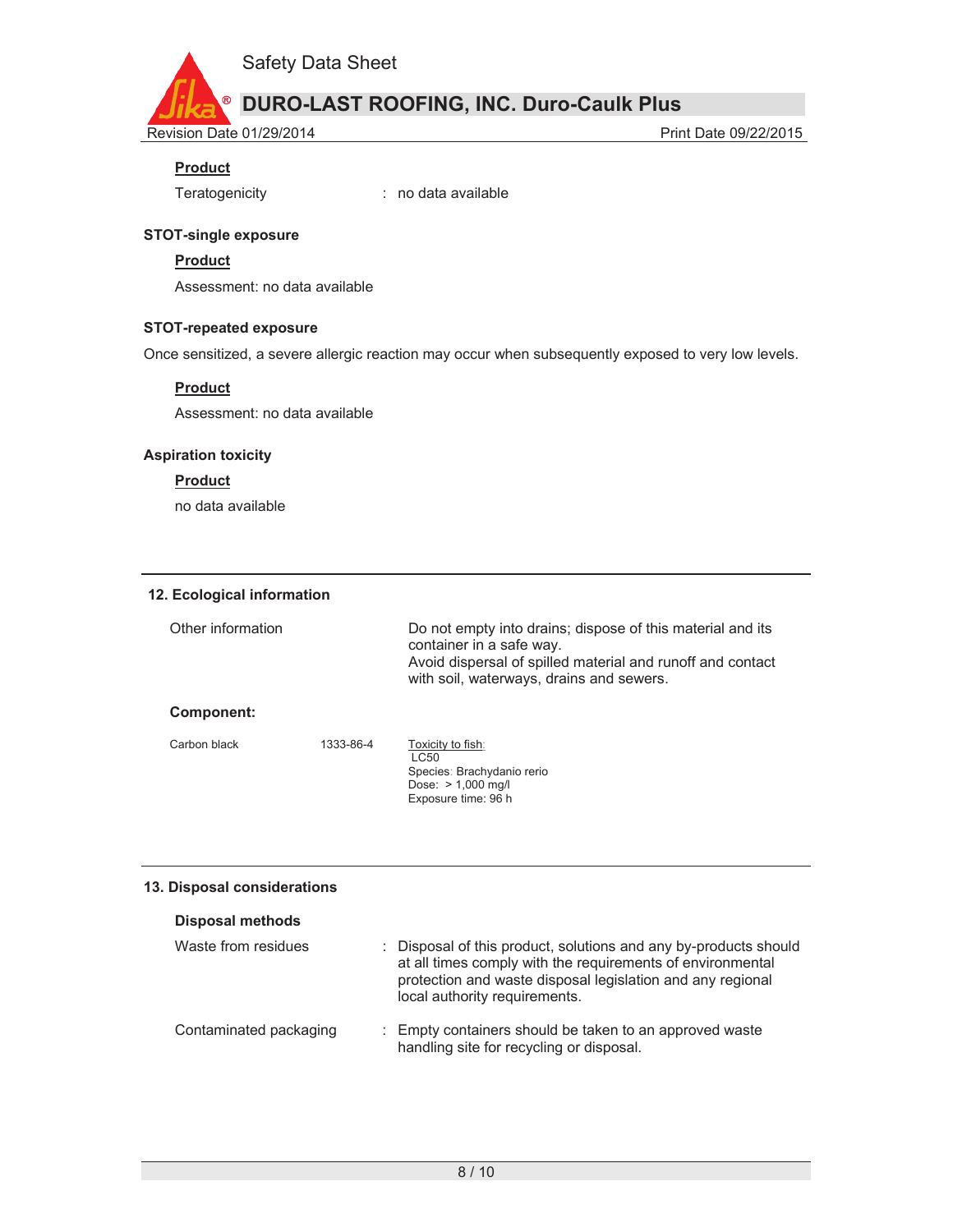**Product**

Teratogenicity : no data available

### STOT-single exposure

**Product**

Assessment: no data available

### STOT-repeated exposure

Once sensitized, a severe allergic reaction may occur when subsequently exposed to very low levels.

**Product**

Assessment: no data available

### Aspiration toxicity

**Product**

no data available

## 12. Ecological information

| | |
|---|---|
| Other information | Do not empty into drains; dispose of this material and its container in a safe way.<br>Avoid dispersal of spilled material and runoff and contact with soil, waterways, drains and sewers. |

**Component:**

| | | |
|---|---|---|
| Carbon black | 1333-86-4 | Toxicity to fish:<br>LC50<br>Species: Brachydanio rerio<br>Dose: > 1,000 mg/l<br>Exposure time: 96 h |

## 13. Disposal considerations

### Disposal methods

| | |
|---|---|
| Waste from residues | : Disposal of this product, solutions and any by-products should at all times comply with the requirements of environmental protection and waste disposal legislation and any regional local authority requirements. |
| Contaminated packaging | : Empty containers should be taken to an approved waste handling site for recycling or disposal. |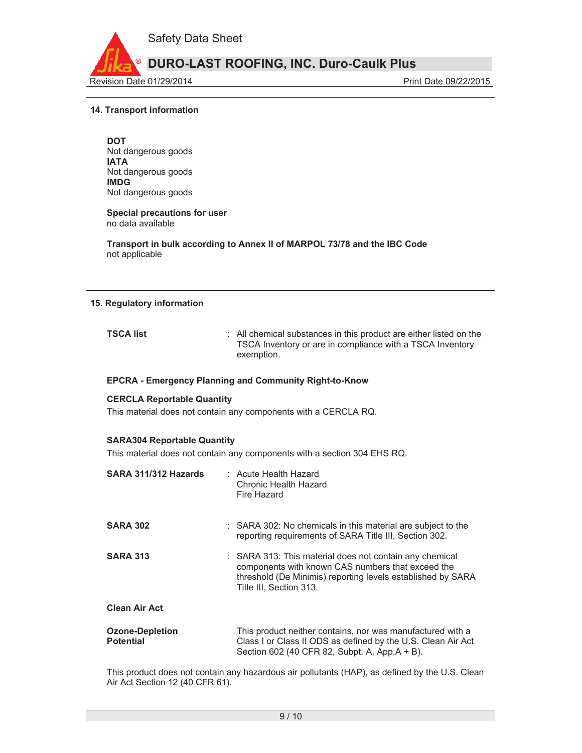## 14. Transport information

**DOT**
Not dangerous goods
**IATA**
Not dangerous goods
**IMDG**
Not dangerous goods

**Special precautions for user**
no data available

**Transport in bulk according to Annex II of MARPOL 73/78 and the IBC Code**
not applicable

## 15. Regulatory information

**TSCA list** : All chemical substances in this product are either listed on the TSCA Inventory or are in compliance with a TSCA Inventory exemption.

**EPCRA - Emergency Planning and Community Right-to-Know**

**CERCLA Reportable Quantity**
This material does not contain any components with a CERCLA RQ.

**SARA304 Reportable Quantity**
This material does not contain any components with a section 304 EHS RQ.

**SARA 311/312 Hazards** : Acute Health Hazard
Chronic Health Hazard
Fire Hazard

**SARA 302** : SARA 302: No chemicals in this material are subject to the reporting requirements of SARA Title III, Section 302.

**SARA 313** : SARA 313: This material does not contain any chemical components with known CAS numbers that exceed the threshold (De Minimis) reporting levels established by SARA Title III, Section 313.

**Clean Air Act**

**Ozone-Depletion Potential** This product neither contains, nor was manufactured with a Class I or Class II ODS as defined by the U.S. Clean Air Act Section 602 (40 CFR 82, Subpt. A, App.A + B).

This product does not contain any hazardous air pollutants (HAP), as defined by the U.S. Clean Air Act Section 12 (40 CFR 61).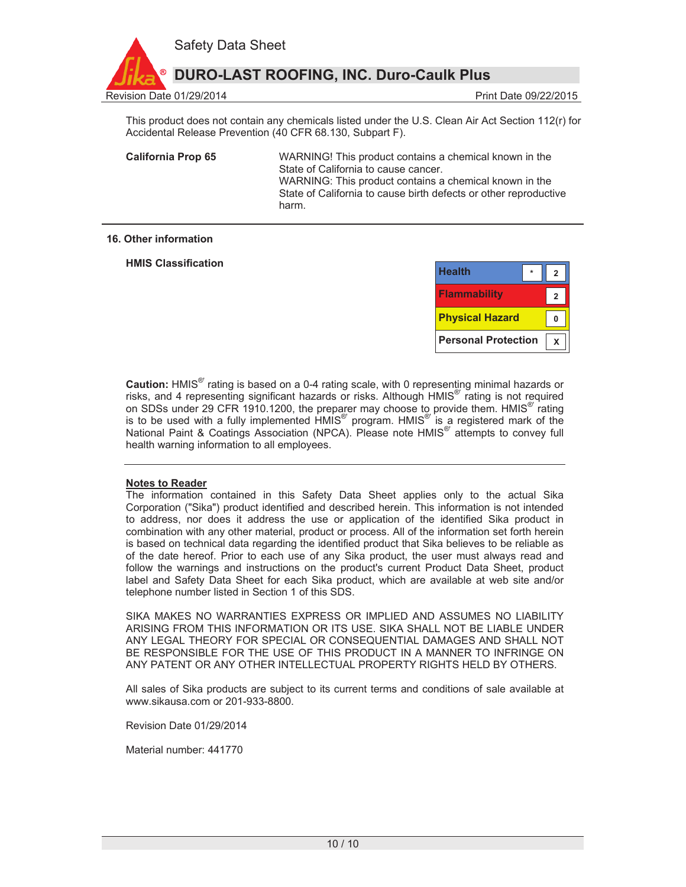This product does not contain any chemicals listed under the U.S. Clean Air Act Section 112(r) for Accidental Release Prevention (40 CFR 68.130, Subpart F).

**California Prop 65**

WARNING! This product contains a chemical known in the State of California to cause cancer.
WARNING: This product contains a chemical known in the State of California to cause birth defects or other reproductive harm.

## 16. Other information

**HMIS Classification**

| | | |
|---|---|---|
| Health | * | 2 |
| Flammability | | 2 |
| Physical Hazard | | 0 |
| Personal Protection | | X |

**Caution:** HMIS® rating is based on a 0-4 rating scale, with 0 representing minimal hazards or risks, and 4 representing significant hazards or risks. Although HMIS® rating is not required on SDSs under 29 CFR 1910.1200, the preparer may choose to provide them. HMIS® rating is to be used with a fully implemented HMIS® program. HMIS® is a registered mark of the National Paint & Coatings Association (NPCA). Please note HMIS® attempts to convey full health warning information to all employees.

**Notes to Reader**

The information contained in this Safety Data Sheet applies only to the actual Sika Corporation ("Sika") product identified and described herein. This information is not intended to address, nor does it address the use or application of the identified Sika product in combination with any other material, product or process. All of the information set forth herein is based on technical data regarding the identified product that Sika believes to be reliable as of the date hereof. Prior to each use of any Sika product, the user must always read and follow the warnings and instructions on the product's current Product Data Sheet, product label and Safety Data Sheet for each Sika product, which are available at web site and/or telephone number listed in Section 1 of this SDS.

SIKA MAKES NO WARRANTIES EXPRESS OR IMPLIED AND ASSUMES NO LIABILITY ARISING FROM THIS INFORMATION OR ITS USE. SIKA SHALL NOT BE LIABLE UNDER ANY LEGAL THEORY FOR SPECIAL OR CONSEQUENTIAL DAMAGES AND SHALL NOT BE RESPONSIBLE FOR THE USE OF THIS PRODUCT IN A MANNER TO INFRINGE ON ANY PATENT OR ANY OTHER INTELLECTUAL PROPERTY RIGHTS HELD BY OTHERS.

All sales of Sika products are subject to its current terms and conditions of sale available at www.sikausa.com or 201-933-8800.

Revision Date 01/29/2014

Material number: 441770